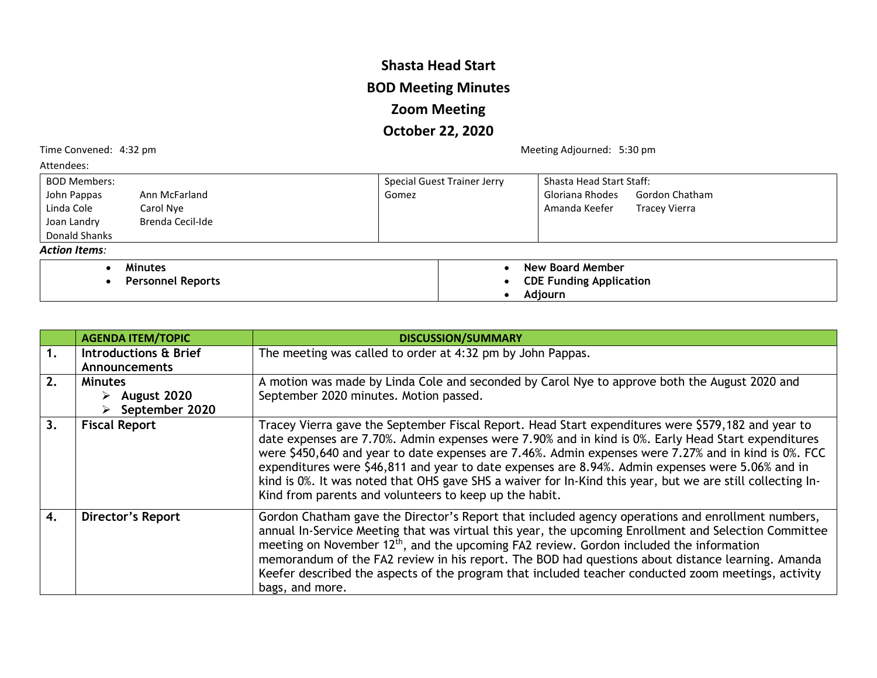# Shasta Head Start

## BOD Meeting Minutes

## Zoom Meeting

## October 22, 2020

Time Convened: 4:32 pm

Meeting Adjourned: 5:30 pm

Attendees:

| BOD Members: | | Special Guest Trainer Jerry Gomez | Shasta Head Start Staff: | |
|---|---|---|---|---|
| John Pappas | Ann McFarland | | Gloriana Rhodes | Gordon Chatham |
| Linda Cole | Carol Nye | | Amanda Keefer | Tracey Vierra |
| Joan Landry | Brenda Cecil-Ide | | | |
| Donald Shanks | | | | |

***Action Items:***

| | |
|---|---|
| • **Minutes**<br>• **Personnel Reports** | • **New Board Member**<br>• **CDE Funding Application**<br>• **Adjourn** |

| | AGENDA ITEM/TOPIC | DISCUSSION/SUMMARY |
|---|---|---|
| **1.** | **Introductions & Brief Announcements** | The meeting was called to order at 4:32 pm by John Pappas. |
| **2.** | **Minutes**<br>➢ **August 2020**<br>➢ **September 2020** | A motion was made by Linda Cole and seconded by Carol Nye to approve both the August 2020 and September 2020 minutes. Motion passed. |
| **3.** | **Fiscal Report** | Tracey Vierra gave the September Fiscal Report. Head Start expenditures were $579,182 and year to date expenses are 7.70%. Admin expenses were 7.90% and in kind is 0%. Early Head Start expenditures were $450,640 and year to date expenses are 7.46%. Admin expenses were 7.27% and in kind is 0%. FCC expenditures were $46,811 and year to date expenses are 8.94%. Admin expenses were 5.06% and in kind is 0%. It was noted that OHS gave SHS a waiver for In-Kind this year, but we are still collecting In-Kind from parents and volunteers to keep up the habit. |
| **4.** | **Director's Report** | Gordon Chatham gave the Director's Report that included agency operations and enrollment numbers, annual In-Service Meeting that was virtual this year, the upcoming Enrollment and Selection Committee meeting on November 12th, and the upcoming FA2 review. Gordon included the information memorandum of the FA2 review in his report. The BOD had questions about distance learning. Amanda Keefer described the aspects of the program that included teacher conducted zoom meetings, activity bags, and more. |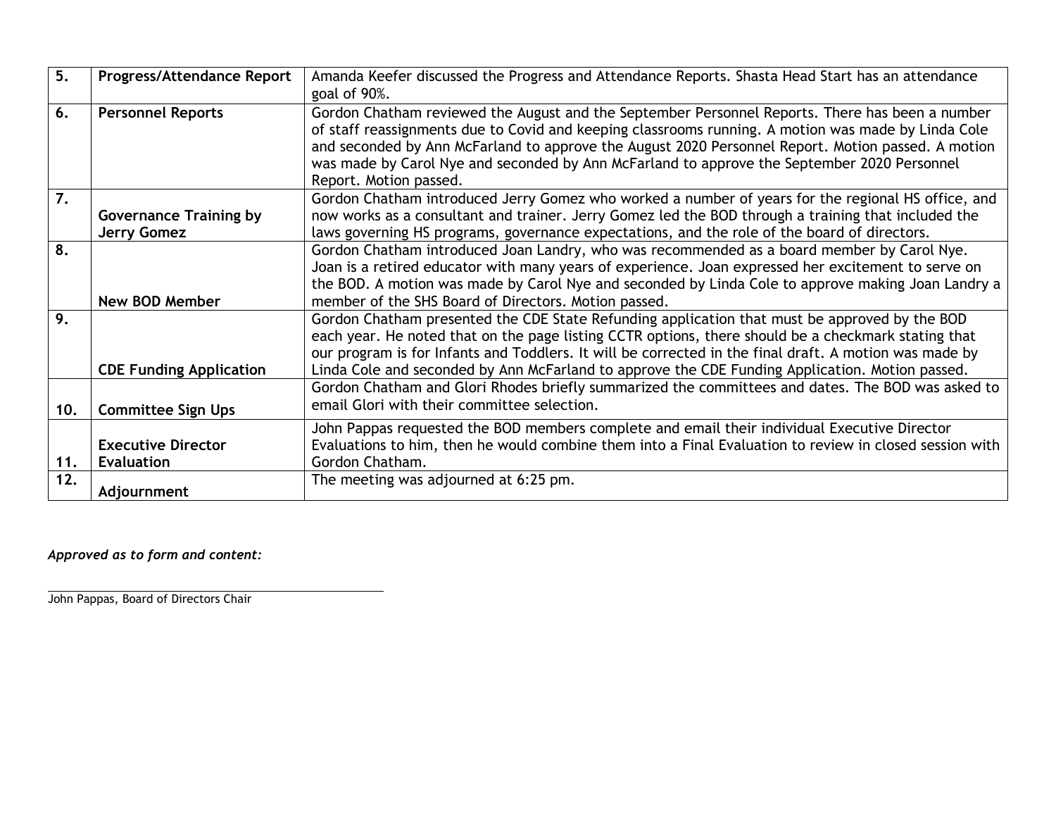| | | |
|---|---|---|
| 5. | **Progress/Attendance Report** | Amanda Keefer discussed the Progress and Attendance Reports. Shasta Head Start has an attendance goal of 90%. |
| 6. | **Personnel Reports** | Gordon Chatham reviewed the August and the September Personnel Reports. There has been a number of staff reassignments due to Covid and keeping classrooms running. A motion was made by Linda Cole and seconded by Ann McFarland to approve the August 2020 Personnel Report. Motion passed. A motion was made by Carol Nye and seconded by Ann McFarland to approve the September 2020 Personnel Report. Motion passed. |
| 7. | **Governance Training by Jerry Gomez** | Gordon Chatham introduced Jerry Gomez who worked a number of years for the regional HS office, and now works as a consultant and trainer. Jerry Gomez led the BOD through a training that included the laws governing HS programs, governance expectations, and the role of the board of directors. |
| 8. | **New BOD Member** | Gordon Chatham introduced Joan Landry, who was recommended as a board member by Carol Nye. Joan is a retired educator with many years of experience. Joan expressed her excitement to serve on the BOD. A motion was made by Carol Nye and seconded by Linda Cole to approve making Joan Landry a member of the SHS Board of Directors. Motion passed. |
| 9. | **CDE Funding Application** | Gordon Chatham presented the CDE State Refunding application that must be approved by the BOD each year. He noted that on the page listing CCTR options, there should be a checkmark stating that our program is for Infants and Toddlers. It will be corrected in the final draft. A motion was made by Linda Cole and seconded by Ann McFarland to approve the CDE Funding Application. Motion passed. |
| 10. | **Committee Sign Ups** | Gordon Chatham and Glori Rhodes briefly summarized the committees and dates. The BOD was asked to email Glori with their committee selection. |
| 11. | **Executive Director Evaluation** | John Pappas requested the BOD members complete and email their individual Executive Director Evaluations to him, then he would combine them into a Final Evaluation to review in closed session with Gordon Chatham. |
| 12. | **Adjournment** | The meeting was adjourned at 6:25 pm. |

***Approved as to form and content:***

John Pappas, Board of Directors Chair